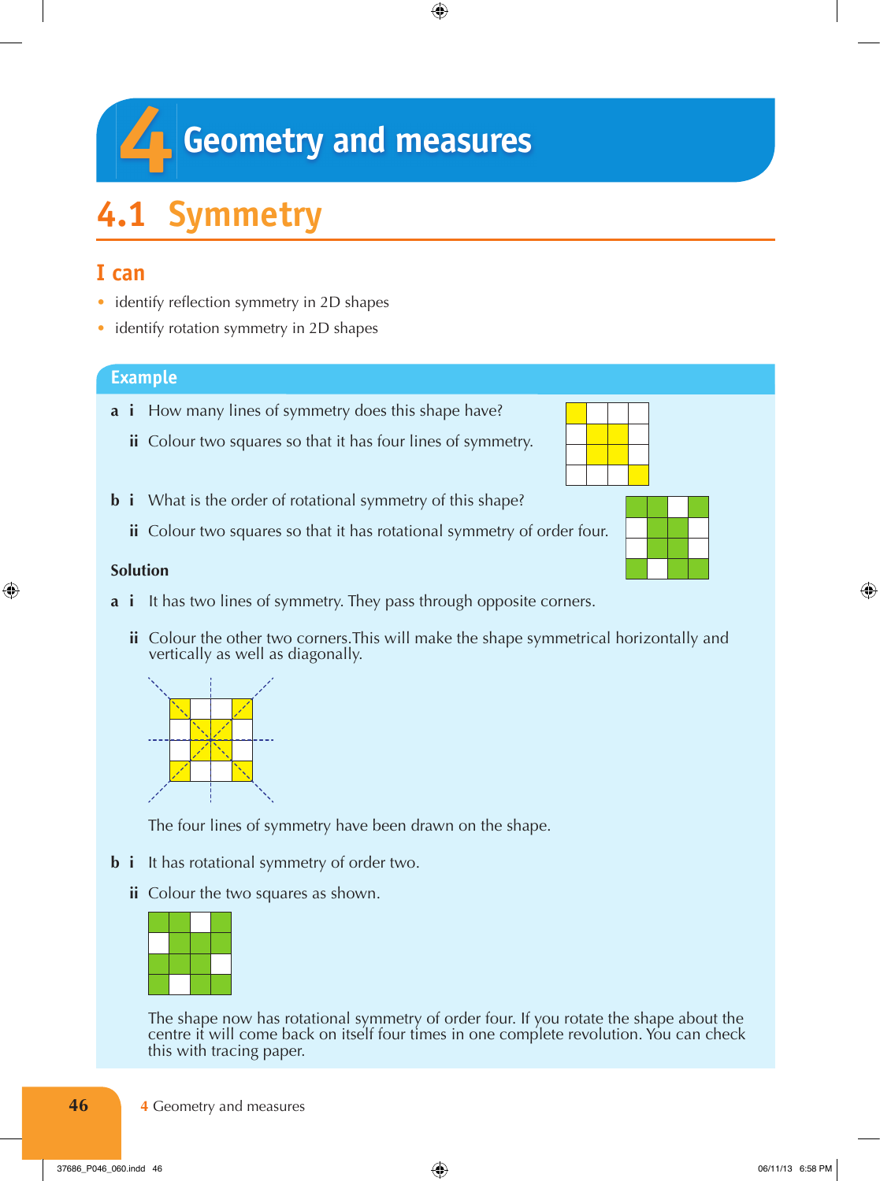# 4 Geometry and measures

## 4.1 Symmetry

### I can

- identify reflection symmetry in 2D shapes
- identify rotation symmetry in 2D shapes

### Example

**a** **i** How many lines of symmetry does this shape have?

**ii** Colour two squares so that it has four lines of symmetry.

**b** **i** What is the order of rotational symmetry of this shape?

**ii** Colour two squares so that it has rotational symmetry of order four.

**Solution**

**a** **i** It has two lines of symmetry. They pass through opposite corners.

**ii** Colour the other two corners. This will make the shape symmetrical horizontally and vertically as well as diagonally.

The four lines of symmetry have been drawn on the shape.

**b** **i** It has rotational symmetry of order two.

**ii** Colour the two squares as shown.

The shape now has rotational symmetry of order four. If you rotate the shape about the centre it will come back on itself four times in one complete revolution. You can check this with tracing paper.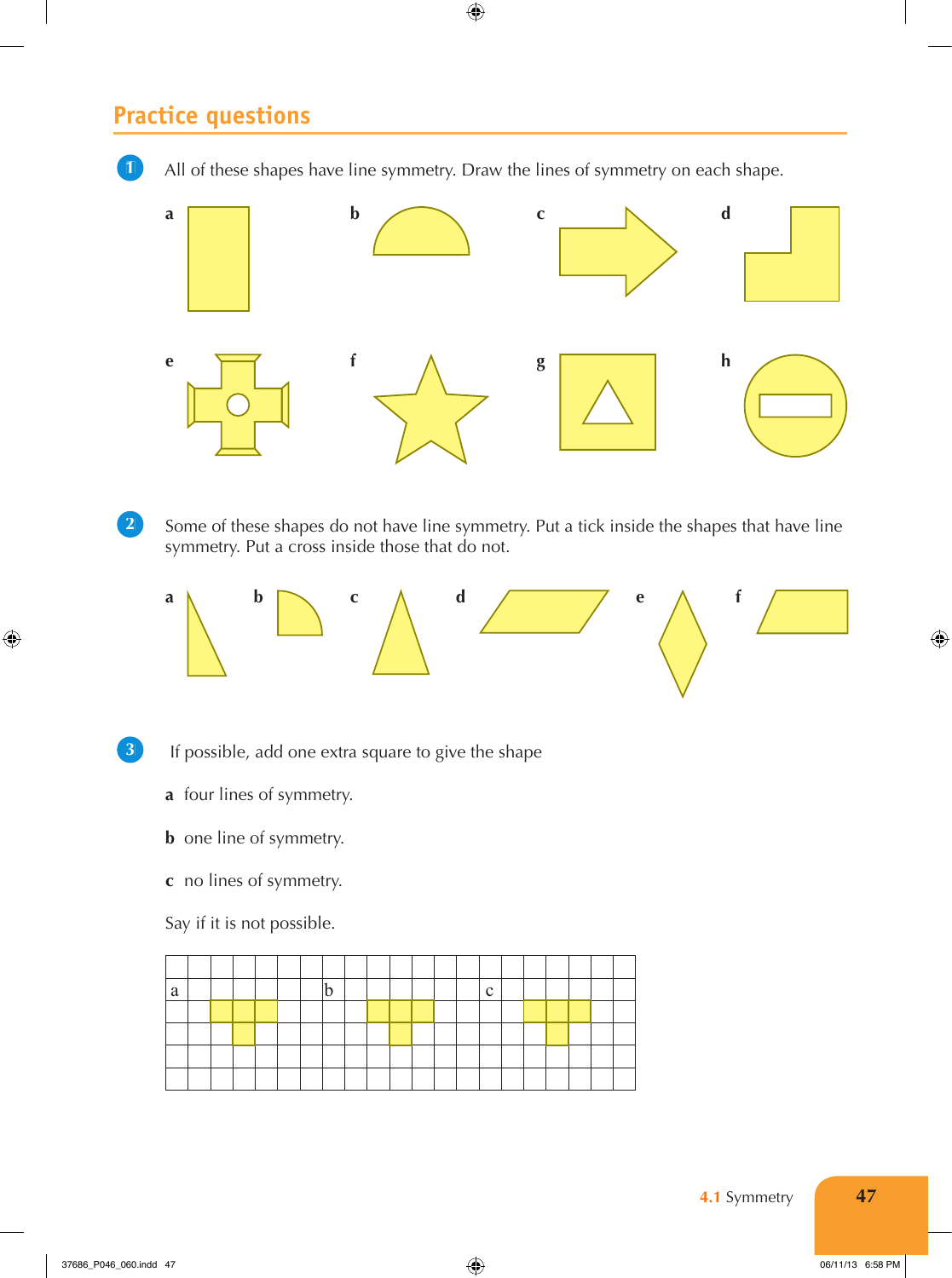## Practice questions

**1** All of these shapes have line symmetry. Draw the lines of symmetry on each shape.

a b c d

e f g h

**2** Some of these shapes do not have line symmetry. Put a tick inside the shapes that have line symmetry. Put a cross inside those that do not.

a b c d e f

**3** If possible, add one extra square to give the shape

**a** four lines of symmetry.

**b** one line of symmetry.

**c** no lines of symmetry.

Say if it is not possible.

a b c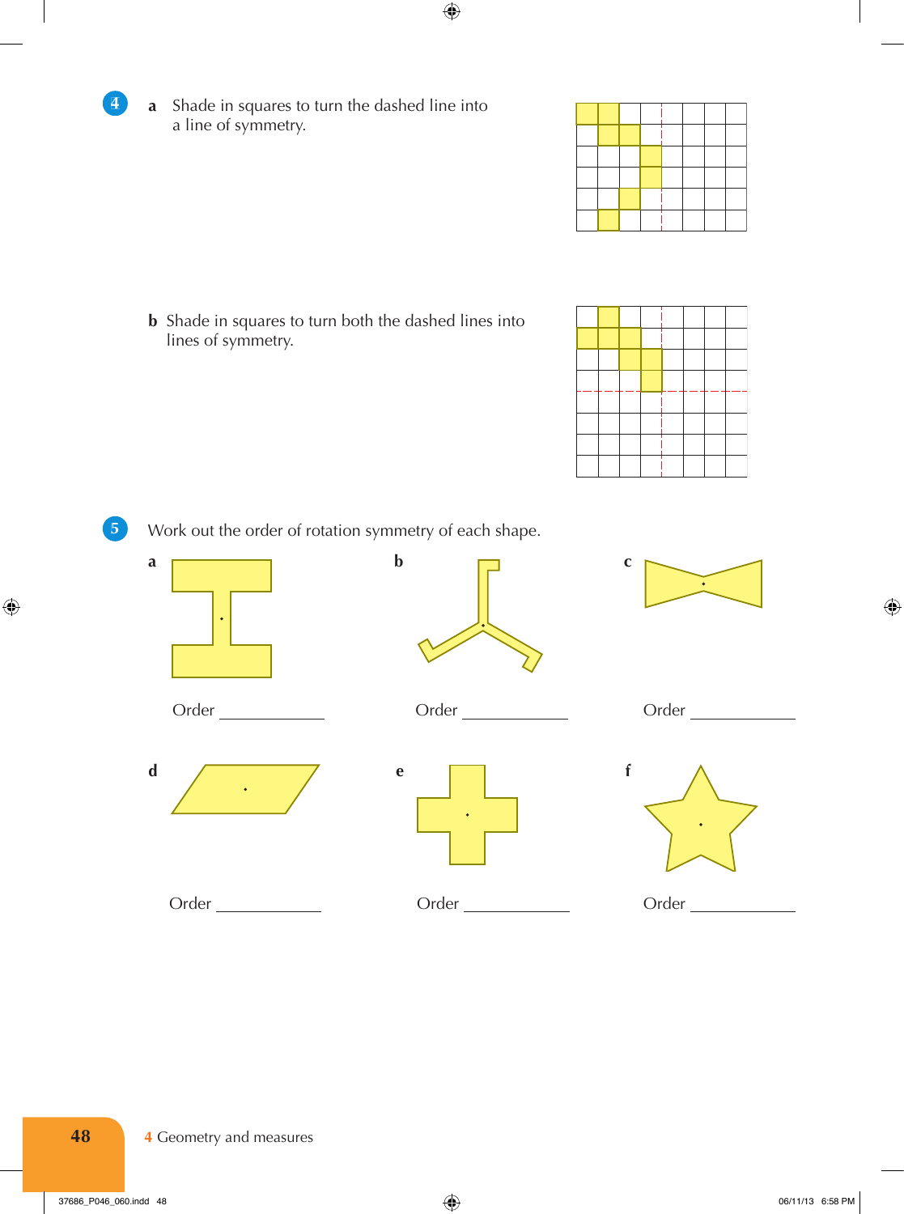**4** **a** Shade in squares to turn the dashed line into a line of symmetry.

**b** Shade in squares to turn both the dashed lines into lines of symmetry.

**5** Work out the order of rotation symmetry of each shape.

**a**

Order ____________

**b**

Order ____________

**c**

Order ____________

**d**

Order ____________

**e**

Order ____________

**f**

Order ____________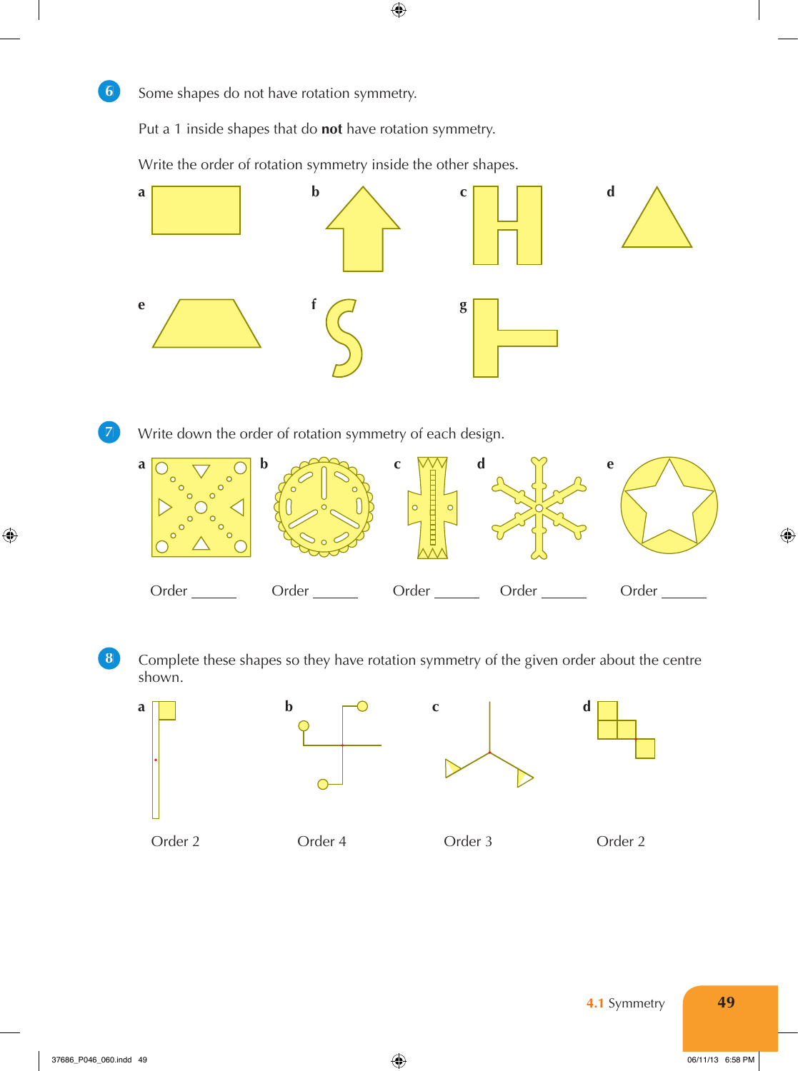**6** Some shapes do not have rotation symmetry.

Put a 1 inside shapes that do **not** have rotation symmetry.

Write the order of rotation symmetry inside the other shapes.

**a** **b** **c** **d**

**e** **f** **g**

**7** Write down the order of rotation symmetry of each design.

**a** Order ______ **b** Order ______ **c** Order ______ **d** Order ______ **e** Order ______

**8** Complete these shapes so they have rotation symmetry of the given order about the centre shown.

**a** Order 2 **b** Order 4 **c** Order 3 **d** Order 2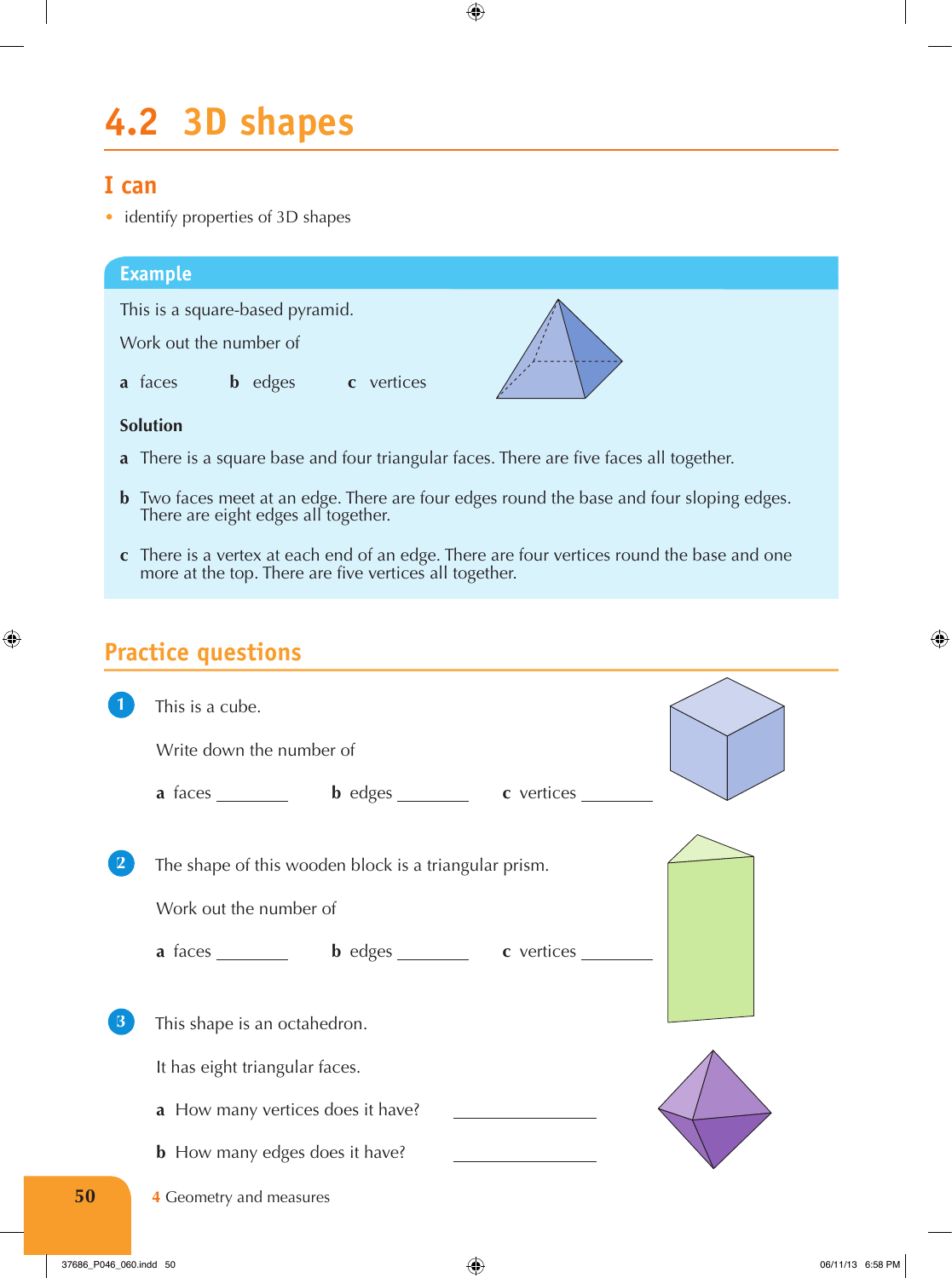# 4.2 3D shapes

## I can

- identify properties of 3D shapes

### Example

This is a square-based pyramid.

Work out the number of

**a** faces **b** edges **c** vertices

**Solution**

**a** There is a square base and four triangular faces. There are five faces all together.

**b** Two faces meet at an edge. There are four edges round the base and four sloping edges. There are eight edges all together.

**c** There is a vertex at each end of an edge. There are four vertices round the base and one more at the top. There are five vertices all together.

## Practice questions

**1** This is a cube.

Write down the number of

**a** faces ________ **b** edges ________ **c** vertices ________

**2** The shape of this wooden block is a triangular prism.

Work out the number of

**a** faces ________ **b** edges ________ **c** vertices ________

**3** This shape is an octahedron.

It has eight triangular faces.

**a** How many vertices does it have? ________

**b** How many edges does it have? ________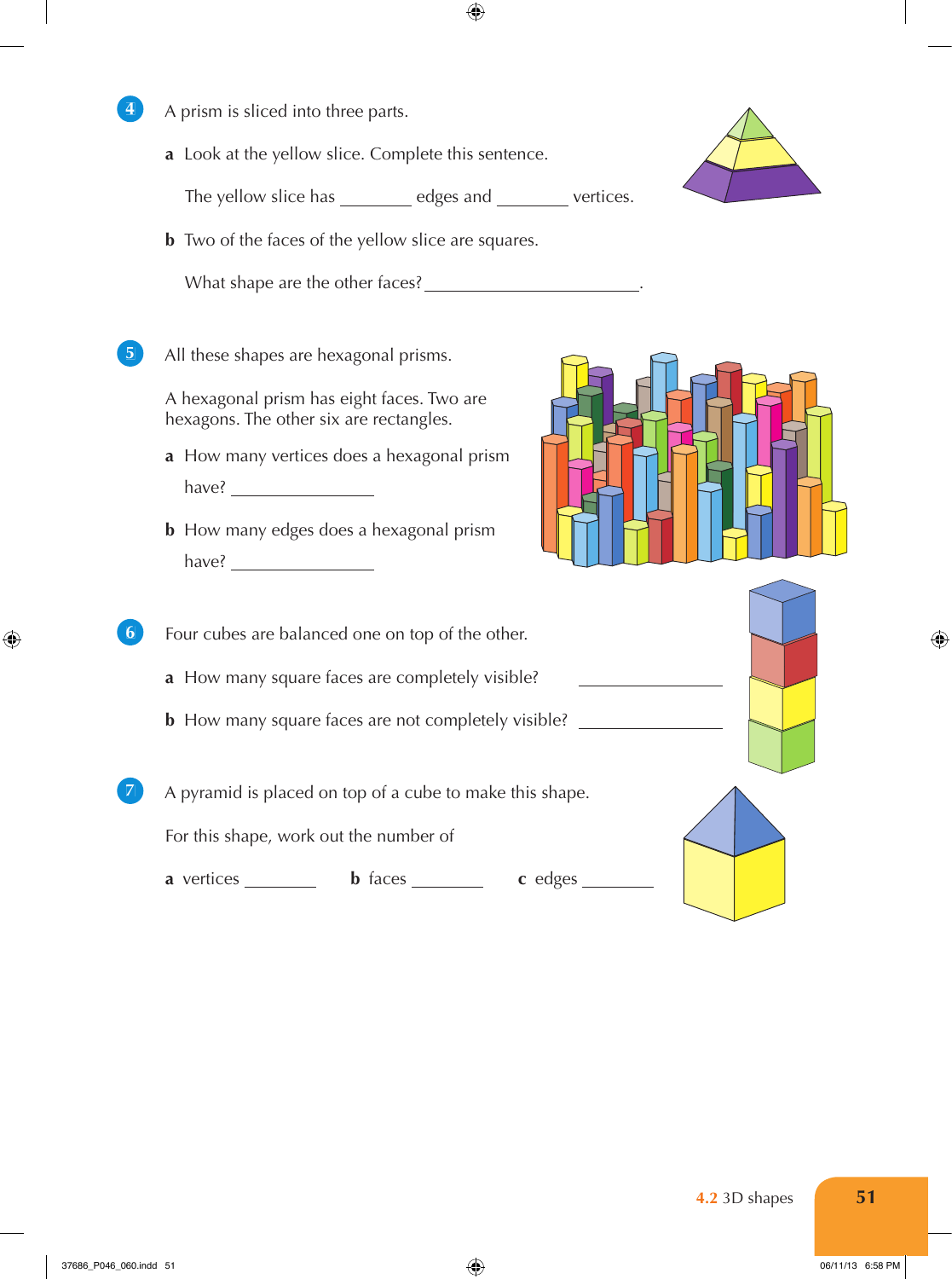**4** A prism is sliced into three parts.

**a** Look at the yellow slice. Complete this sentence.

The yellow slice has ________ edges and ________ vertices.

**b** Two of the faces of the yellow slice are squares.

What shape are the other faces? ________________________.

**5** All these shapes are hexagonal prisms.

A hexagonal prism has eight faces. Two are hexagons. The other six are rectangles.

**a** How many vertices does a hexagonal prism have? ________________

**b** How many edges does a hexagonal prism have? ________________

**6** Four cubes are balanced one on top of the other.

**a** How many square faces are completely visible? ________________

**b** How many square faces are not completely visible? ________________

**7** A pyramid is placed on top of a cube to make this shape.

For this shape, work out the number of

**a** vertices ________ **b** faces ________ **c** edges ________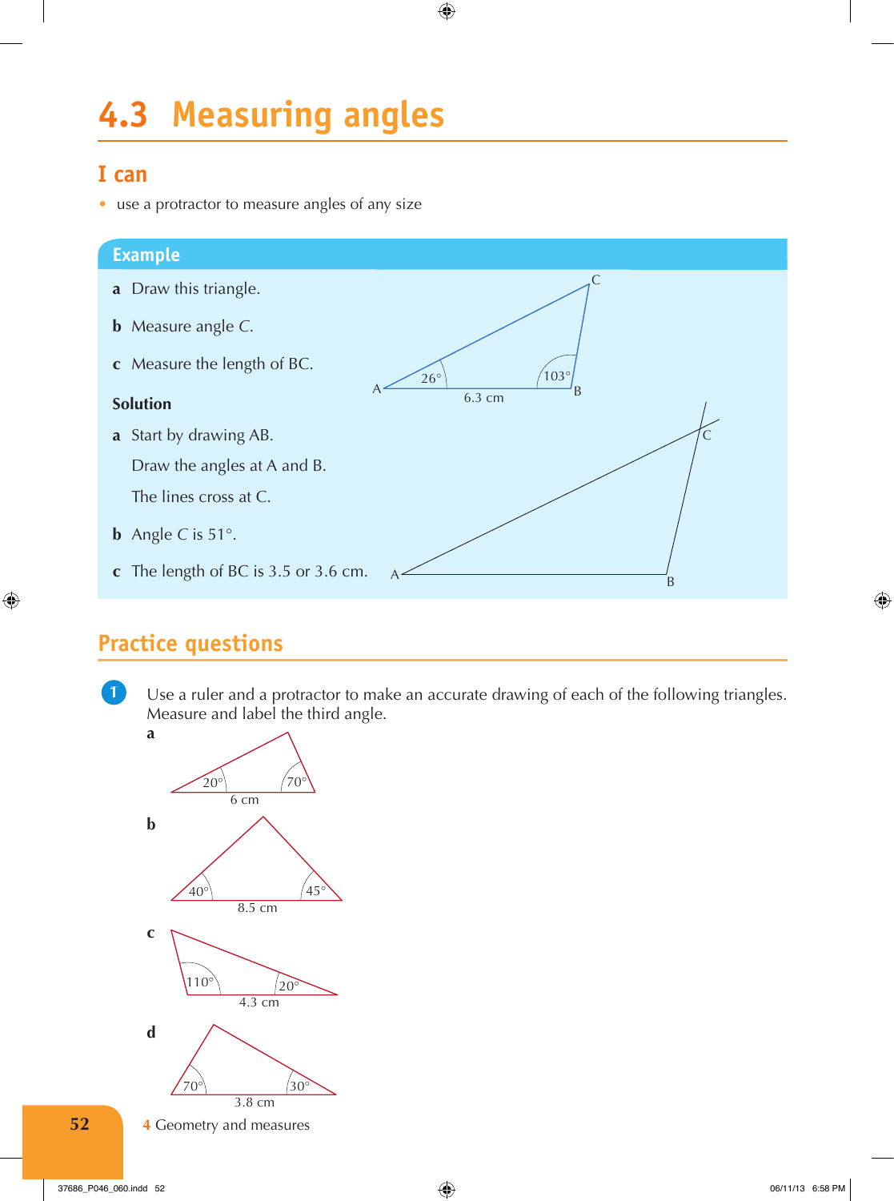# 4.3 Measuring angles

## I can

- use a protractor to measure angles of any size

### Example

**a** Draw this triangle.

**b** Measure angle C.

**c** Measure the length of BC.

C

26°   103°

A   6.3 cm   B

**Solution**

**a** Start by drawing AB.

Draw the angles at A and B.

The lines cross at C.

**b** Angle C is 51°.

**c** The length of BC is 3.5 or 3.6 cm.

## Practice questions

**1** Use a ruler and a protractor to make an accurate drawing of each of the following triangles. Measure and label the third angle.

**a** 20°, 70°, 6 cm

**b** 40°, 45°, 8.5 cm

**c** 110°, 20°, 4.3 cm

**d** 70°, 30°, 3.8 cm

4 Geometry and measures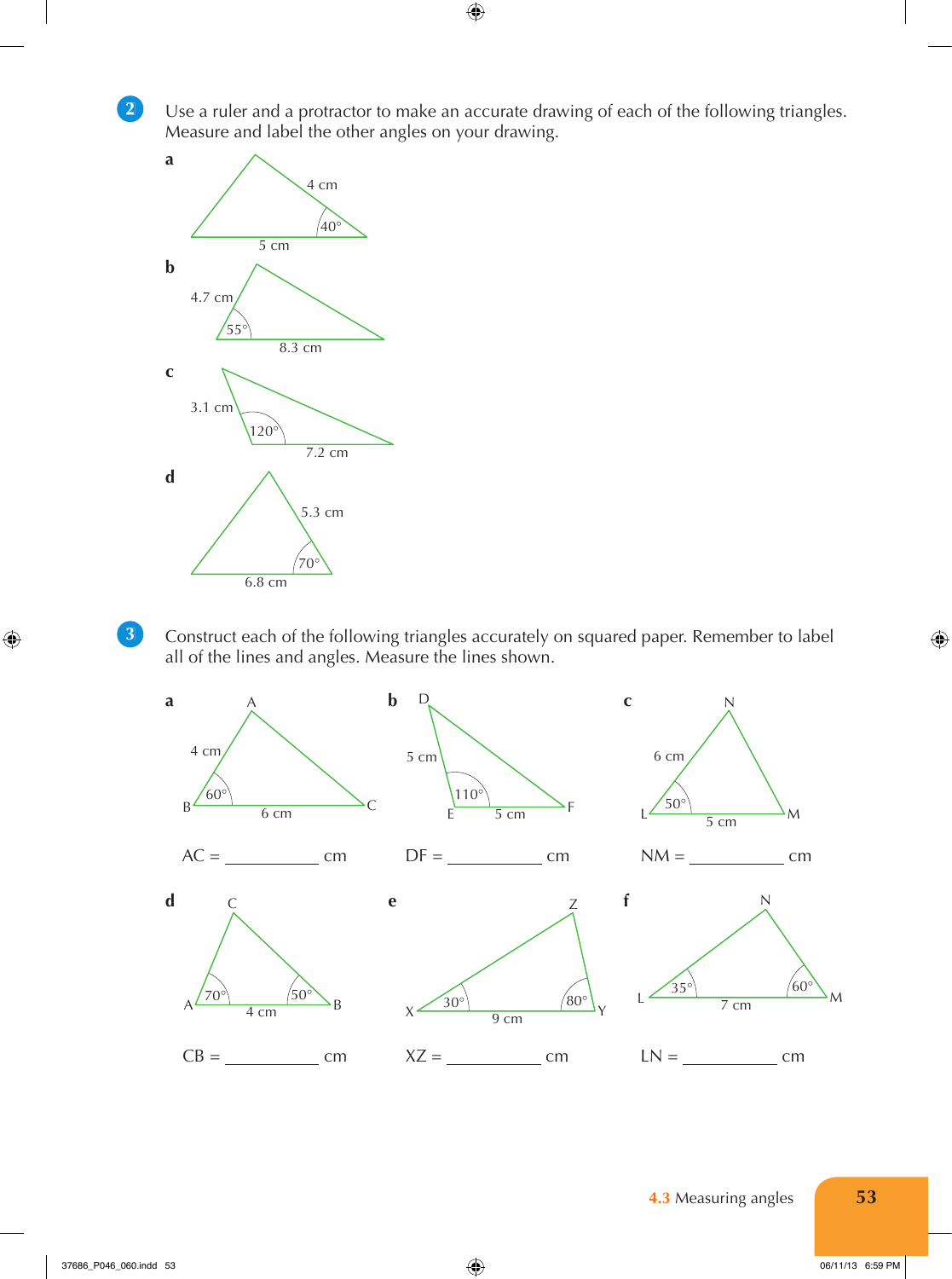**2** Use a ruler and a protractor to make an accurate drawing of each of the following triangles. Measure and label the other angles on your drawing.

**a** 4 cm, 40°, 5 cm

**b** 4.7 cm, 55°, 8.3 cm

**c** 3.1 cm, 120°, 7.2 cm

**d** 5.3 cm, 70°, 6.8 cm

**3** Construct each of the following triangles accurately on squared paper. Remember to label all of the lines and angles. Measure the lines shown.

**a** A, B, C; AB = 4 cm, angle B = 60°, BC = 6 cm

AC = __________ cm

**b** D, E, F; DE = 5 cm, angle E = 110°, EF = 5 cm

DF = __________ cm

**c** N, L, M; LN = 6 cm, angle L = 50°, LM = 5 cm

NM = __________ cm

**d** C, A, B; angle A = 70°, angle B = 50°, AB = 4 cm

CB = __________ cm

**e** Z, X, Y; angle X = 30°, angle Y = 80°, XY = 9 cm

XZ = __________ cm

**f** N, L, M; angle L = 35°, angle M = 60°, LM = 7 cm

LN = __________ cm

4.3 Measuring angles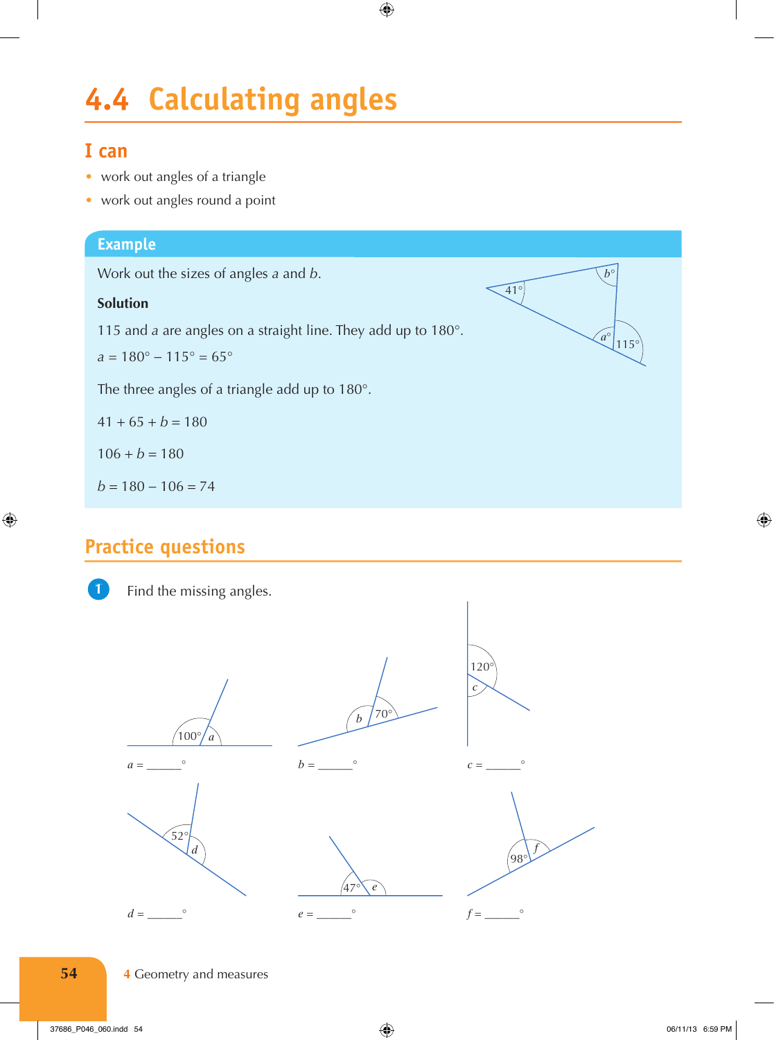# 4.4 Calculating angles

## I can

- work out angles of a triangle
- work out angles round a point

## Example

Work out the sizes of angles $a$ and $b$.

**Solution**

115 and $a$ are angles on a straight line. They add up to 180°.

$a = 180° - 115° = 65°$

The three angles of a triangle add up to 180°.

$41 + 65 + b = 180$

$106 + b = 180$

$b = 180 - 106 = 74$

## Practice questions

**1** Find the missing angles.

$a$ = ______°

$b$ = ______°

$c$ = ______°

$d$ = ______°

$e$ = ______°

$f$ = ______°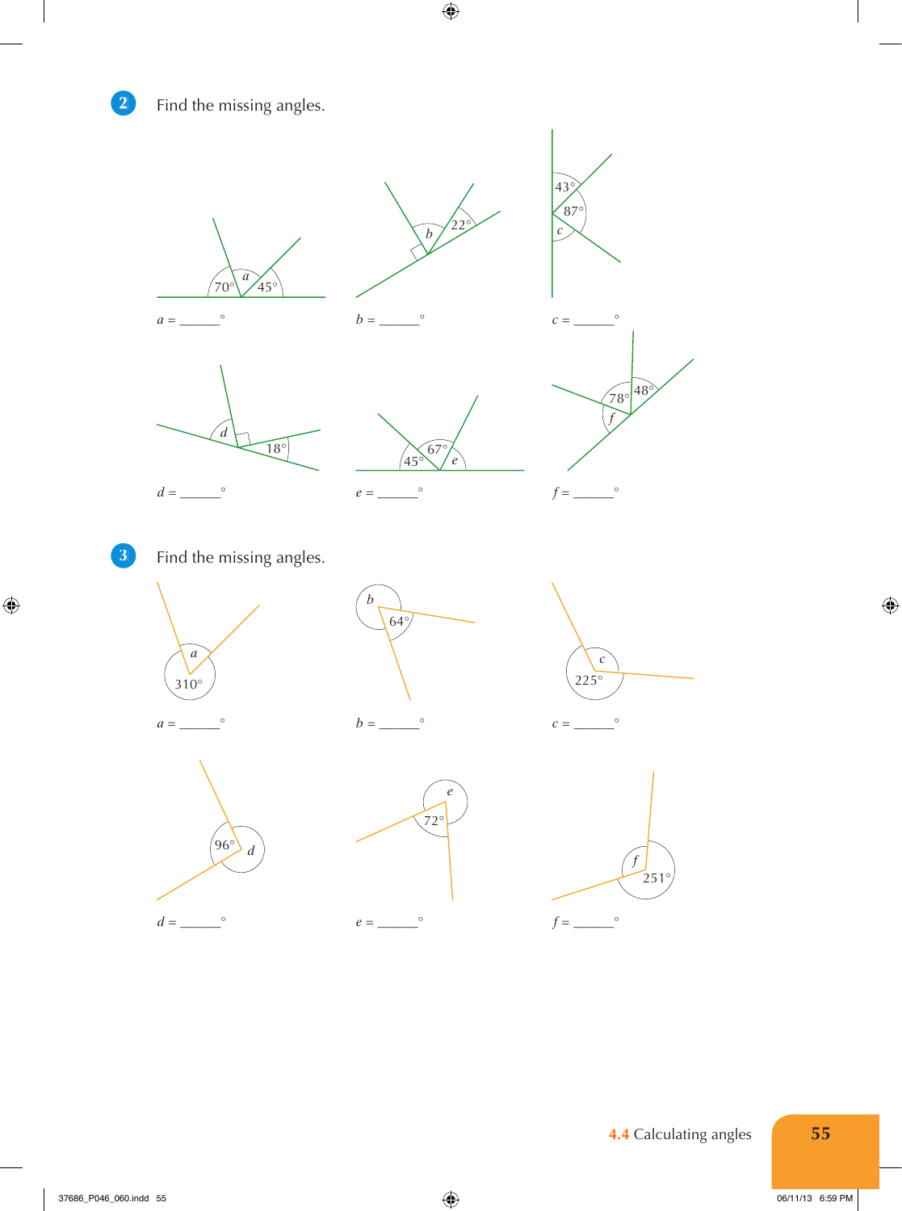**2** Find the missing angles.

70° $a$ 45°

$a$ = ______°

$b$ 22°

$b$ = ______°

43° 87° $c$

$c$ = ______°

$d$ 18°

$d$ = ______°

45° 67° $e$

$e$ = ______°

78° 48° $f$

$f$ = ______°

**3** Find the missing angles.

$a$ 310°

$a$ = ______°

$b$ 64°

$b$ = ______°

$c$ 225°

$c$ = ______°

96° $d$

$d$ = ______°

$e$ 72°

$e$ = ______°

$f$ 251°

$f$ = ______°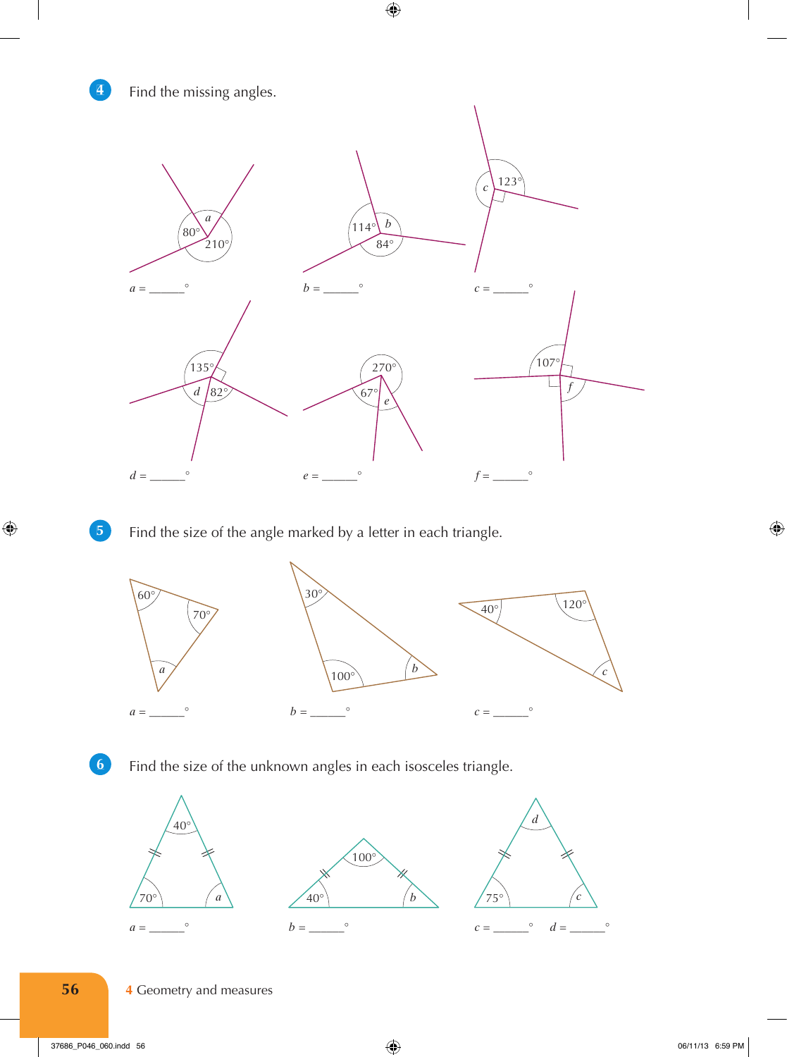**4** Find the missing angles.

80° $a$ 210°

$a$ = ______°

114° $b$ 84°

$b$ = ______°

$c$ 123°

$c$ = ______°

135° $d$ 82°

$d$ = ______°

270° 67° $e$

$e$ = ______°

107° $f$

$f$ = ______°

**5** Find the size of the angle marked by a letter in each triangle.

60° 70° $a$

$a$ = ______°

30° 100° $b$

$b$ = ______°

40° 120° $c$

$c$ = ______°

**6** Find the size of the unknown angles in each isosceles triangle.

40° 70° $a$

$a$ = ______°

100° 40° $b$

$b$ = ______°

$d$ 75° $c$

$c$ = ______° $d$ = ______°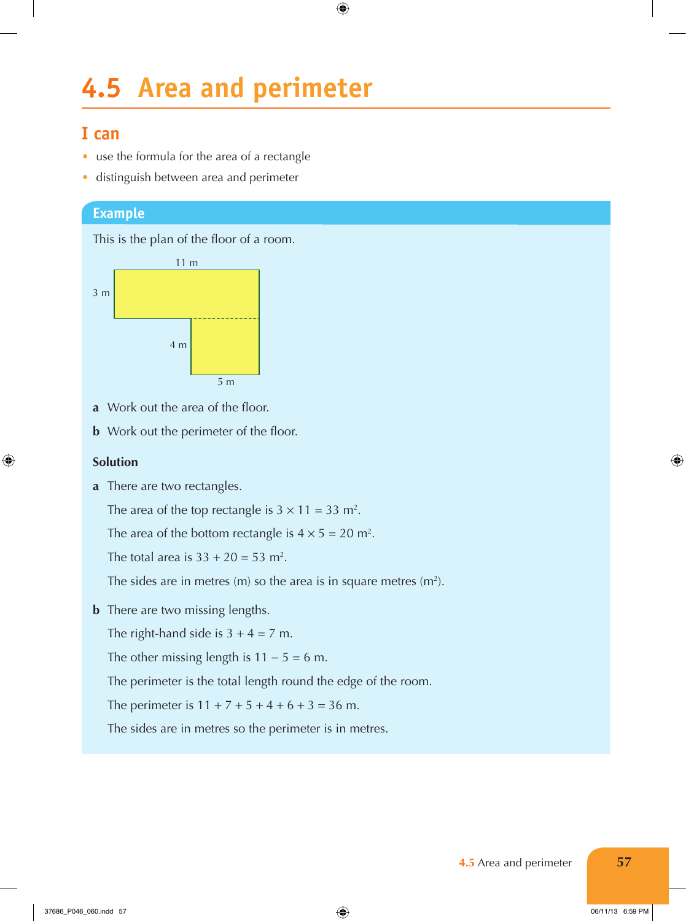# 4.5 Area and perimeter

## I can

- use the formula for the area of a rectangle
- distinguish between area and perimeter

## Example

This is the plan of the floor of a room.

11 m

3 m

4 m

5 m

**a** Work out the area of the floor.

**b** Work out the perimeter of the floor.

**Solution**

**a** There are two rectangles.

The area of the top rectangle is $3 \times 11 = 33$ m$^2$.

The area of the bottom rectangle is $4 \times 5 = 20$ m$^2$.

The total area is $33 + 20 = 53$ m$^2$.

The sides are in metres (m) so the area is in square metres (m$^2$).

**b** There are two missing lengths.

The right-hand side is $3 + 4 = 7$ m.

The other missing length is $11 - 5 = 6$ m.

The perimeter is the total length round the edge of the room.

The perimeter is $11 + 7 + 5 + 4 + 6 + 3 = 36$ m.

The sides are in metres so the perimeter is in metres.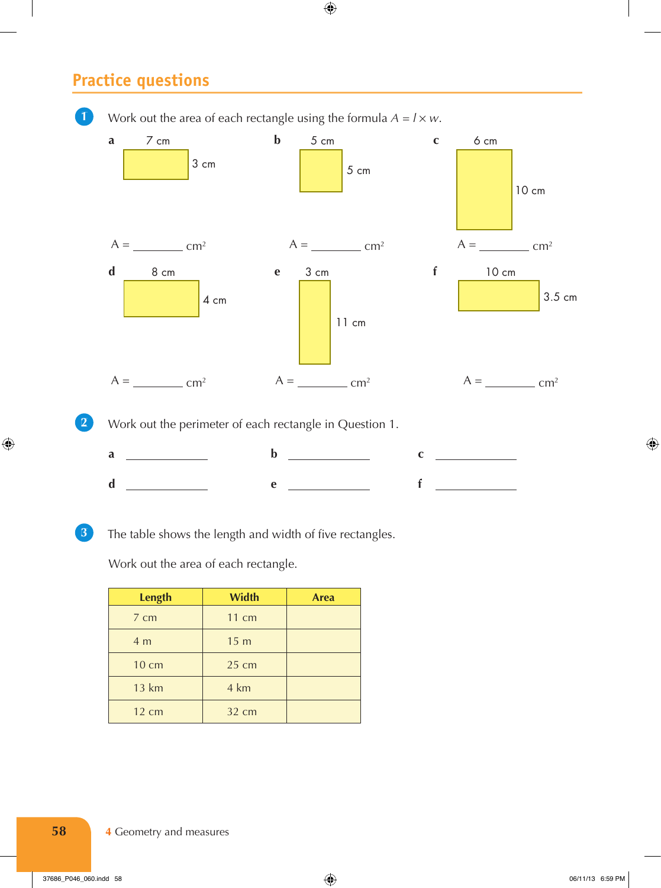## Practice questions

**1** Work out the area of each rectangle using the formula $A = l \times w$.

**a** 7 cm, 3 cm

A = ________ cm²

**b** 5 cm, 5 cm

A = ________ cm²

**c** 6 cm, 10 cm

A = ________ cm²

**d** 8 cm, 4 cm

A = ________ cm²

**e** 3 cm, 11 cm

A = ________ cm²

**f** 10 cm, 3.5 cm

A = ________ cm²

**2** Work out the perimeter of each rectangle in Question 1.

**a** ____________ **b** ____________ **c** ____________

**d** ____________ **e** ____________ **f** ____________

**3** The table shows the length and width of five rectangles.

Work out the area of each rectangle.

| Length | Width | Area |
|---|---|---|
| 7 cm | 11 cm | |
| 4 m | 15 m | |
| 10 cm | 25 cm | |
| 13 km | 4 km | |
| 12 cm | 32 cm | |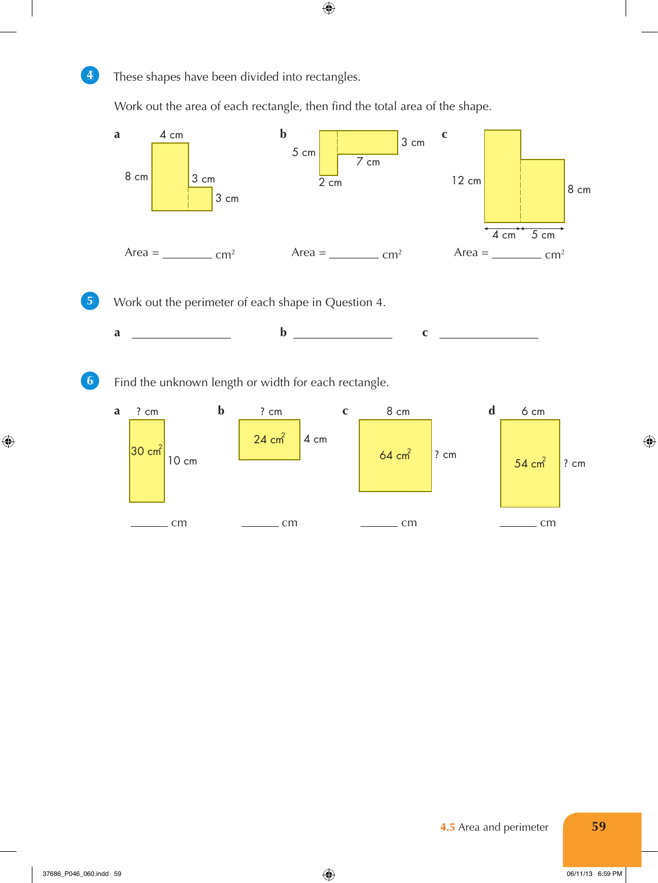**4** These shapes have been divided into rectangles.

Work out the area of each rectangle, then find the total area of the shape.

**a** 4 cm, 8 cm, 3 cm, 3 cm

Area = ________ cm²

**b** 5 cm, 3 cm, 7 cm, 2 cm

Area = ________ cm²

**c** 12 cm, 8 cm, 4 cm, 5 cm

Area = ________ cm²

**5** Work out the perimeter of each shape in Question 4.

**a** ________________ **b** ________________ **c** ________________

**6** Find the unknown length or width for each rectangle.

**a** ? cm, 30 cm², 10 cm

_______ cm

**b** ? cm, 24 cm², 4 cm

_______ cm

**c** 8 cm, 64 cm², ? cm

_______ cm

**d** 6 cm, 54 cm², ? cm

_______ cm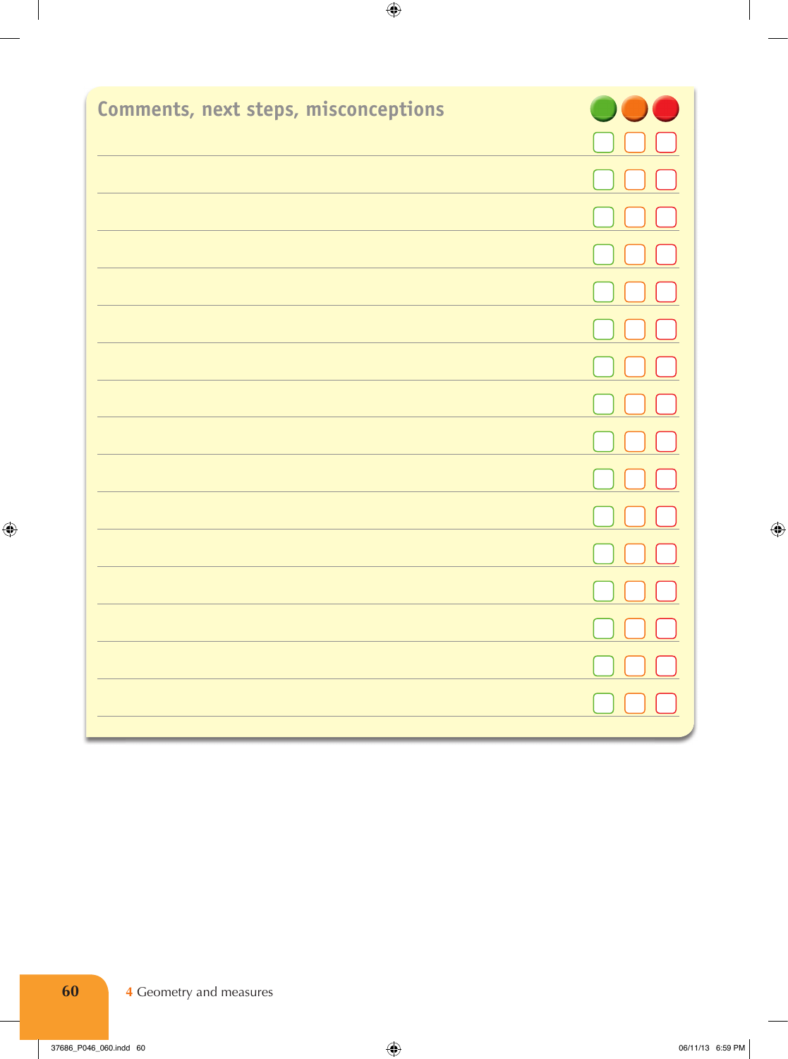## Comments, next steps, misconceptions